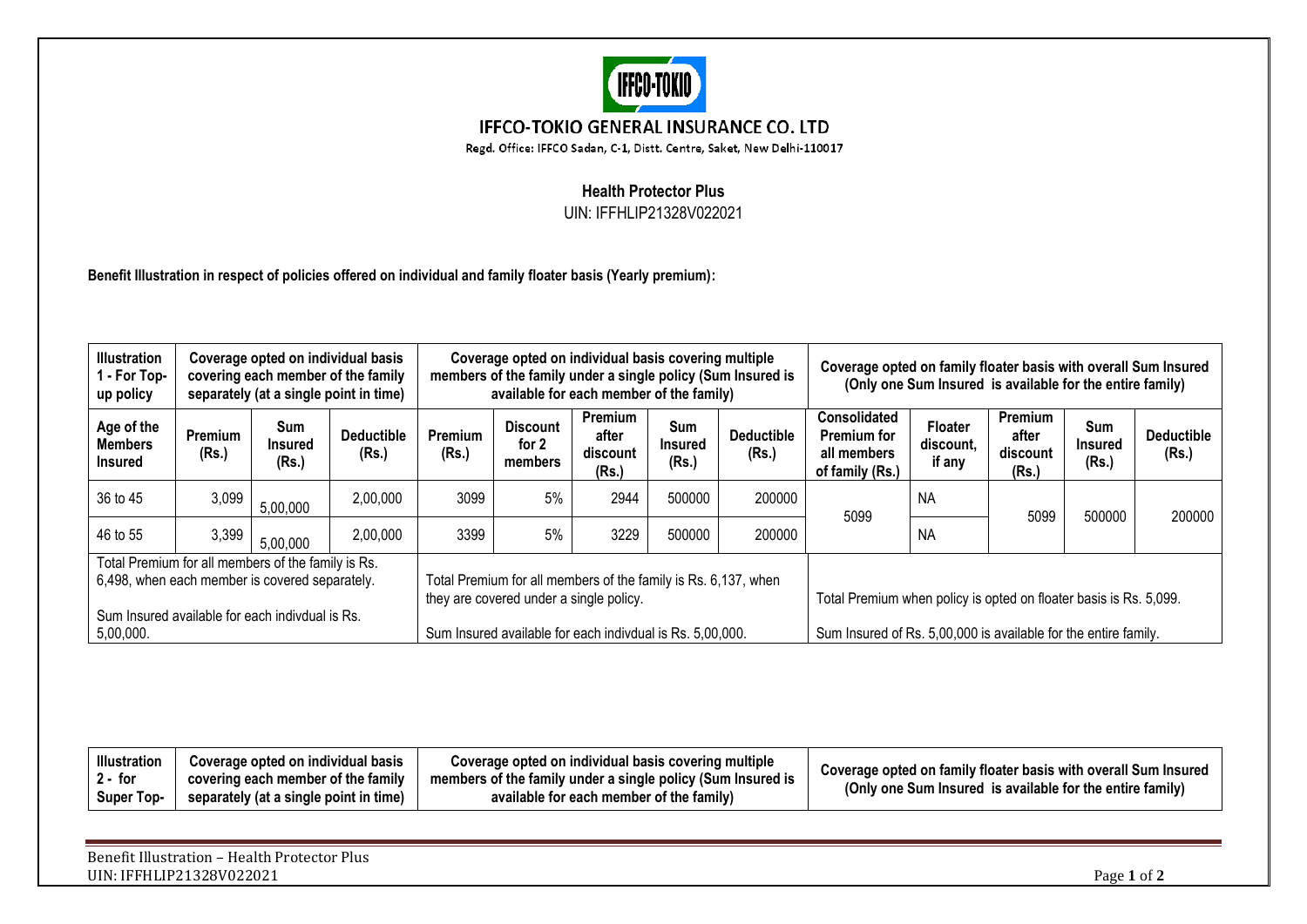IFFCO-TOKIO GENERAL INSURANCE CO. LTD

Regd. Office: IFFCO Sadan, C-1, Distt. Centre, Saket, New Delhi-110017

**Health Protector Plus**

UIN: IFFHLIP21328V022021

**Benefit Illustration in respect of policies offered on individual and family floater basis (Yearly premium):**

| **Illustration 1 - For Top-up policy** | **Coverage opted on individual basis covering each member of the family separately (at a single point in time)** | | | **Coverage opted on individual basis covering multiple members of the family under a single policy (Sum Insured is available for each member of the family)** | | | | | **Coverage opted on family floater basis with overall Sum Insured (Only one Sum Insured is available for the entire family)** | | | | |
|---|---|---|---|---|---|---|---|---|---|---|---|---|---|
| **Age of the Members Insured** | **Premium (Rs.)** | **Sum Insured (Rs.)** | **Deductible (Rs.)** | **Premium (Rs.)** | **Discount for 2 members** | **Premium after discount (Rs.)** | **Sum Insured (Rs.)** | **Deductible (Rs.)** | **Consolidated Premium for all members of family (Rs.)** | **Floater discount, if any** | **Premium after discount (Rs.)** | **Sum Insured (Rs.)** | **Deductible (Rs.)** |
| 36 to 45 | 3,099 | 5,00,000 | 2,00,000 | 3099 | 5% | 2944 | 500000 | 200000 | 5099 | NA | 5099 | 500000 | 200000 |
| 46 to 55 | 3,399 | 5,00,000 | 2,00,000 | 3399 | 5% | 3229 | 500000 | 200000 | | NA | | | |
| Total Premium for all members of the family is Rs. 6,498, when each member is covered separately. Sum Insured available for each indivdual is Rs. 5,00,000. | | | | Total Premium for all members of the family is Rs. 6,137, when they are covered under a single policy. Sum Insured available for each indivdual is Rs. 5,00,000. | | | | | Total Premium when policy is opted on floater basis is Rs. 5,099. Sum Insured of Rs. 5,00,000 is available for the entire family. | | | | |

| **Illustration 2 - for Super Top-** | **Coverage opted on individual basis covering each member of the family separately (at a single point in time)** | **Coverage opted on individual basis covering multiple members of the family under a single policy (Sum Insured is available for each member of the family)** | **Coverage opted on family floater basis with overall Sum Insured (Only one Sum Insured is available for the entire family)** |
|---|---|---|---|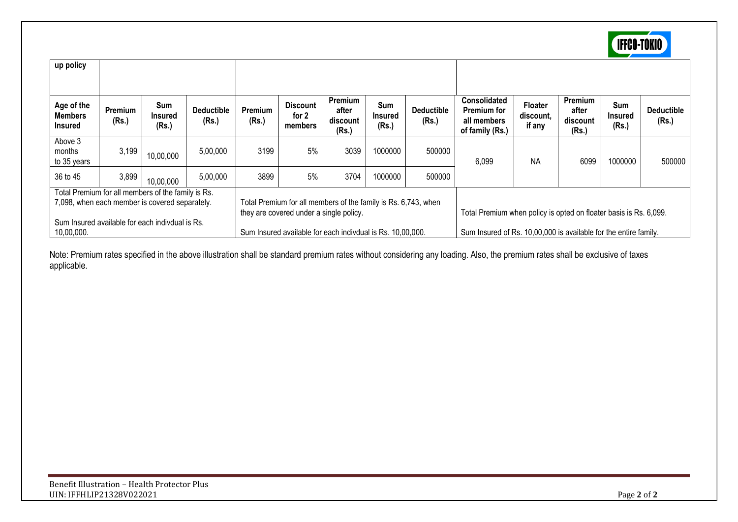| up policy | | | | | | | | | | | | | |
|---|---|---|---|---|---|---|---|---|---|---|---|---|---|
| **Age of the Members Insured** | **Premium (Rs.)** | **Sum Insured (Rs.)** | **Deductible (Rs.)** | **Premium (Rs.)** | **Discount for 2 members** | **Premium after discount (Rs.)** | **Sum Insured (Rs.)** | **Deductible (Rs.)** | **Consolidated Premium for all members of family (Rs.)** | **Floater discount, if any** | **Premium after discount (Rs.)** | **Sum Insured (Rs.)** | **Deductible (Rs.)** |
| Above 3 months to 35 years | 3,199 | 10,00,000 | 5,00,000 | 3199 | 5% | 3039 | 1000000 | 500000 | 6,099 | NA | 6099 | 1000000 | 500000 |
| 36 to 45 | 3,899 | 10,00,000 | 5,00,000 | 3899 | 5% | 3704 | 1000000 | 500000 | | | | | |
| Total Premium for all members of the family is Rs. 7,098, when each member is covered separately. Sum Insured available for each indivdual is Rs. 10,00,000. | | | | Total Premium for all members of the family is Rs. 6,743, when they are covered under a single policy. Sum Insured available for each indivdual is Rs. 10,00,000. | | | | | Total Premium when policy is opted on floater basis is Rs. 6,099. Sum Insured of Rs. 10,00,000 is available for the entire family. | | | | |

Note: Premium rates specified in the above illustration shall be standard premium rates without considering any loading. Also, the premium rates shall be exclusive of taxes applicable.

Benefit Illustration – Health Protector Plus
UIN: IFFHLIP21328V022021